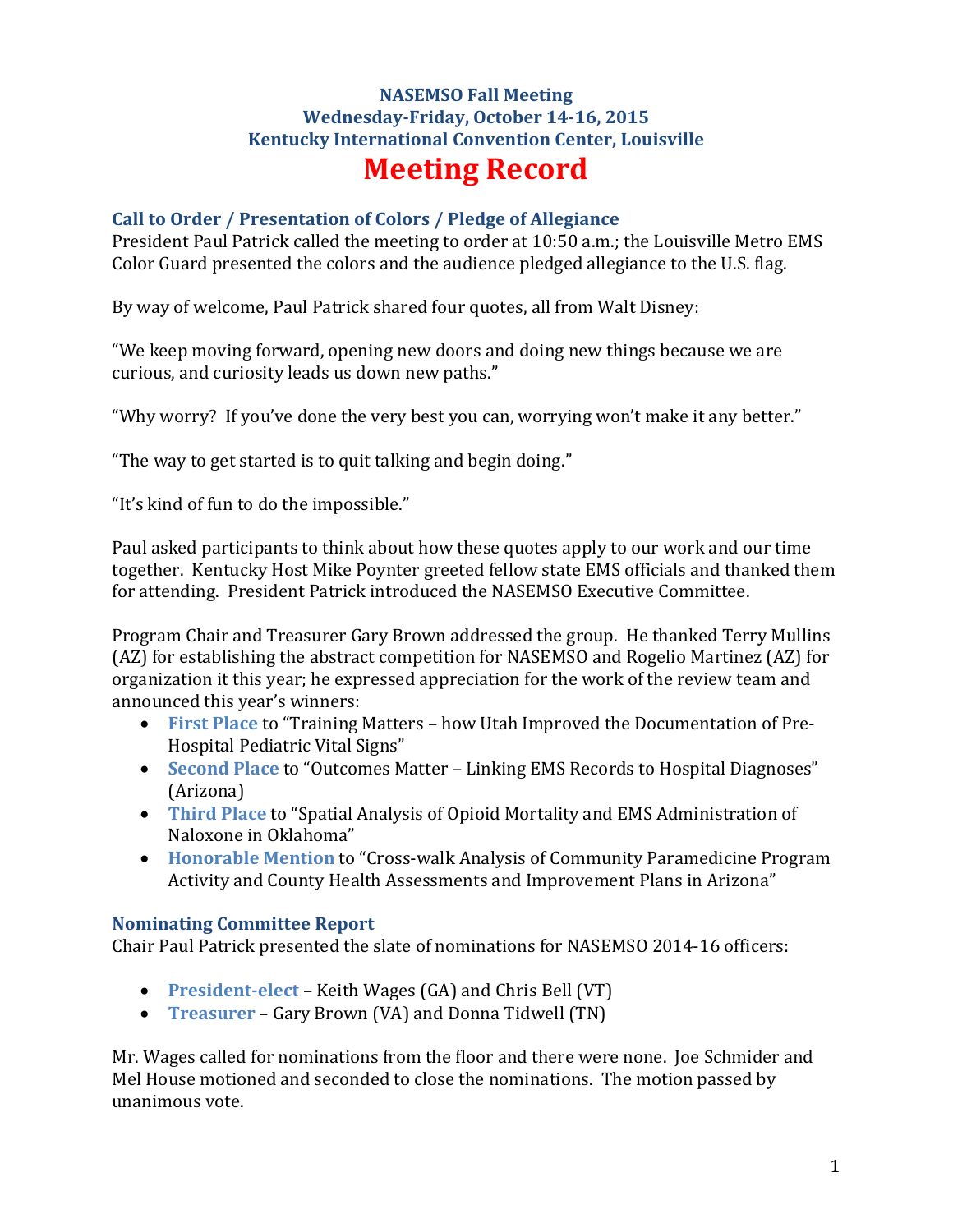# NASEMSO Fall Meeting
## Wednesday-Friday, October 14-16, 2015
## Kentucky International Convention Center, Louisville

# Meeting Record

### Call to Order / Presentation of Colors / Pledge of Allegiance

President Paul Patrick called the meeting to order at 10:50 a.m.; the Louisville Metro EMS Color Guard presented the colors and the audience pledged allegiance to the U.S. flag.

By way of welcome, Paul Patrick shared four quotes, all from Walt Disney:

"We keep moving forward, opening new doors and doing new things because we are curious, and curiosity leads us down new paths."

"Why worry? If you've done the very best you can, worrying won't make it any better."

"The way to get started is to quit talking and begin doing."

"It's kind of fun to do the impossible."

Paul asked participants to think about how these quotes apply to our work and our time together. Kentucky Host Mike Poynter greeted fellow state EMS officials and thanked them for attending. President Patrick introduced the NASEMSO Executive Committee.

Program Chair and Treasurer Gary Brown addressed the group. He thanked Terry Mullins (AZ) for establishing the abstract competition for NASEMSO and Rogelio Martinez (AZ) for organization it this year; he expressed appreciation for the work of the review team and announced this year's winners:

- **First Place** to "Training Matters – how Utah Improved the Documentation of Pre-Hospital Pediatric Vital Signs"
- **Second Place** to "Outcomes Matter – Linking EMS Records to Hospital Diagnoses" (Arizona)
- **Third Place** to "Spatial Analysis of Opioid Mortality and EMS Administration of Naloxone in Oklahoma"
- **Honorable Mention** to "Cross-walk Analysis of Community Paramedicine Program Activity and County Health Assessments and Improvement Plans in Arizona"

### Nominating Committee Report

Chair Paul Patrick presented the slate of nominations for NASEMSO 2014-16 officers:

- **President-elect** – Keith Wages (GA) and Chris Bell (VT)
- **Treasurer** – Gary Brown (VA) and Donna Tidwell (TN)

Mr. Wages called for nominations from the floor and there were none. Joe Schmider and Mel House motioned and seconded to close the nominations. The motion passed by unanimous vote.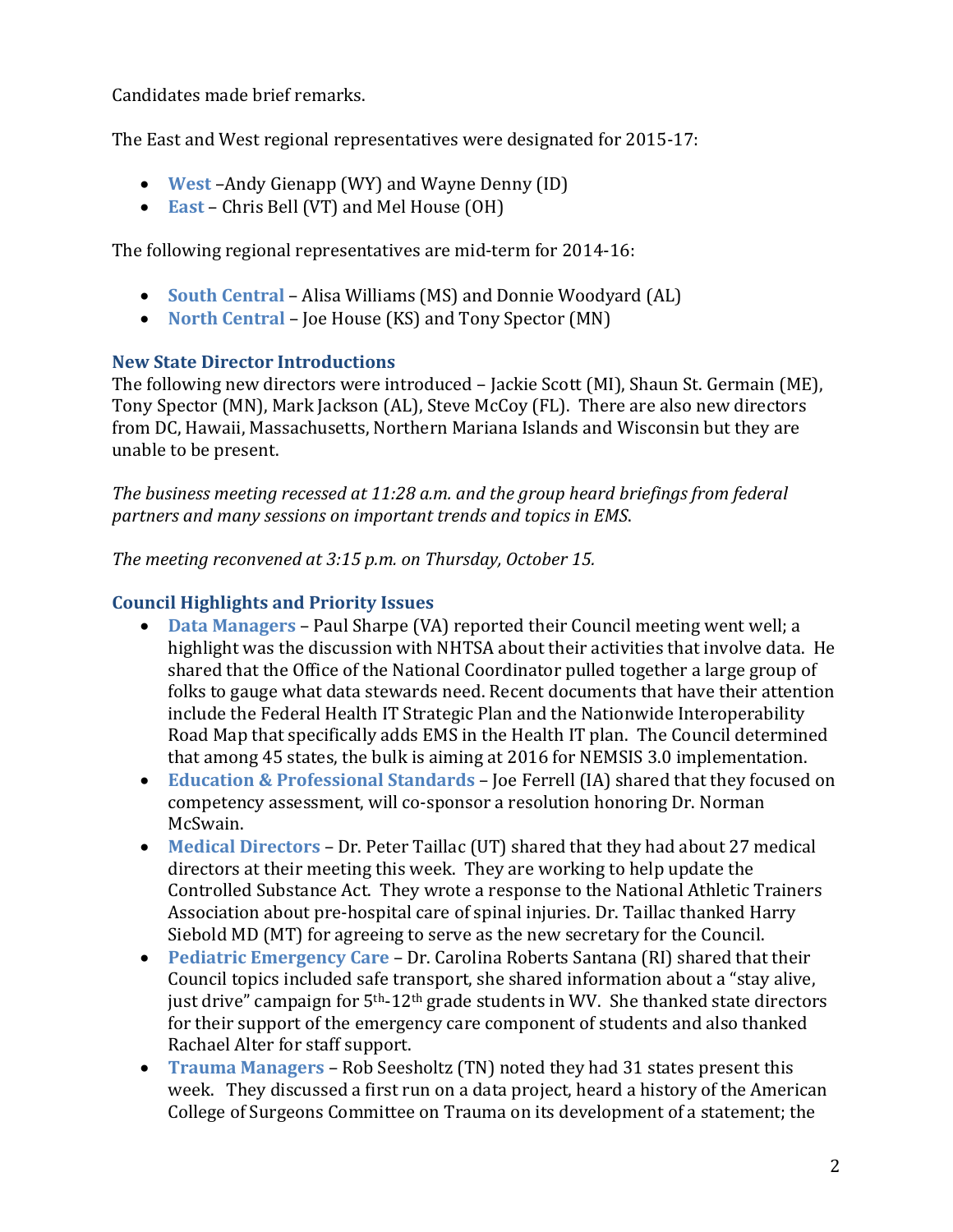Candidates made brief remarks.

The East and West regional representatives were designated for 2015-17:

- **West** –Andy Gienapp (WY) and Wayne Denny (ID)
- **East** – Chris Bell (VT) and Mel House (OH)

The following regional representatives are mid-term for 2014-16:

- **South Central** – Alisa Williams (MS) and Donnie Woodyard (AL)
- **North Central** – Joe House (KS) and Tony Spector (MN)

### New State Director Introductions

The following new directors were introduced – Jackie Scott (MI), Shaun St. Germain (ME), Tony Spector (MN), Mark Jackson (AL), Steve McCoy (FL). There are also new directors from DC, Hawaii, Massachusetts, Northern Mariana Islands and Wisconsin but they are unable to be present.

*The business meeting recessed at 11:28 a.m. and the group heard briefings from federal partners and many sessions on important trends and topics in EMS.*

*The meeting reconvened at 3:15 p.m. on Thursday, October 15.*

### Council Highlights and Priority Issues

- **Data Managers** – Paul Sharpe (VA) reported their Council meeting went well; a highlight was the discussion with NHTSA about their activities that involve data. He shared that the Office of the National Coordinator pulled together a large group of folks to gauge what data stewards need. Recent documents that have their attention include the Federal Health IT Strategic Plan and the Nationwide Interoperability Road Map that specifically adds EMS in the Health IT plan. The Council determined that among 45 states, the bulk is aiming at 2016 for NEMSIS 3.0 implementation.
- **Education & Professional Standards** – Joe Ferrell (IA) shared that they focused on competency assessment, will co-sponsor a resolution honoring Dr. Norman McSwain.
- **Medical Directors** – Dr. Peter Taillac (UT) shared that they had about 27 medical directors at their meeting this week. They are working to help update the Controlled Substance Act. They wrote a response to the National Athletic Trainers Association about pre-hospital care of spinal injuries. Dr. Taillac thanked Harry Siebold MD (MT) for agreeing to serve as the new secretary for the Council.
- **Pediatric Emergency Care** – Dr. Carolina Roberts Santana (RI) shared that their Council topics included safe transport, she shared information about a "stay alive, just drive" campaign for 5th-12th grade students in WV. She thanked state directors for their support of the emergency care component of students and also thanked Rachael Alter for staff support.
- **Trauma Managers** – Rob Seesholtz (TN) noted they had 31 states present this week. They discussed a first run on a data project, heard a history of the American College of Surgeons Committee on Trauma on its development of a statement; the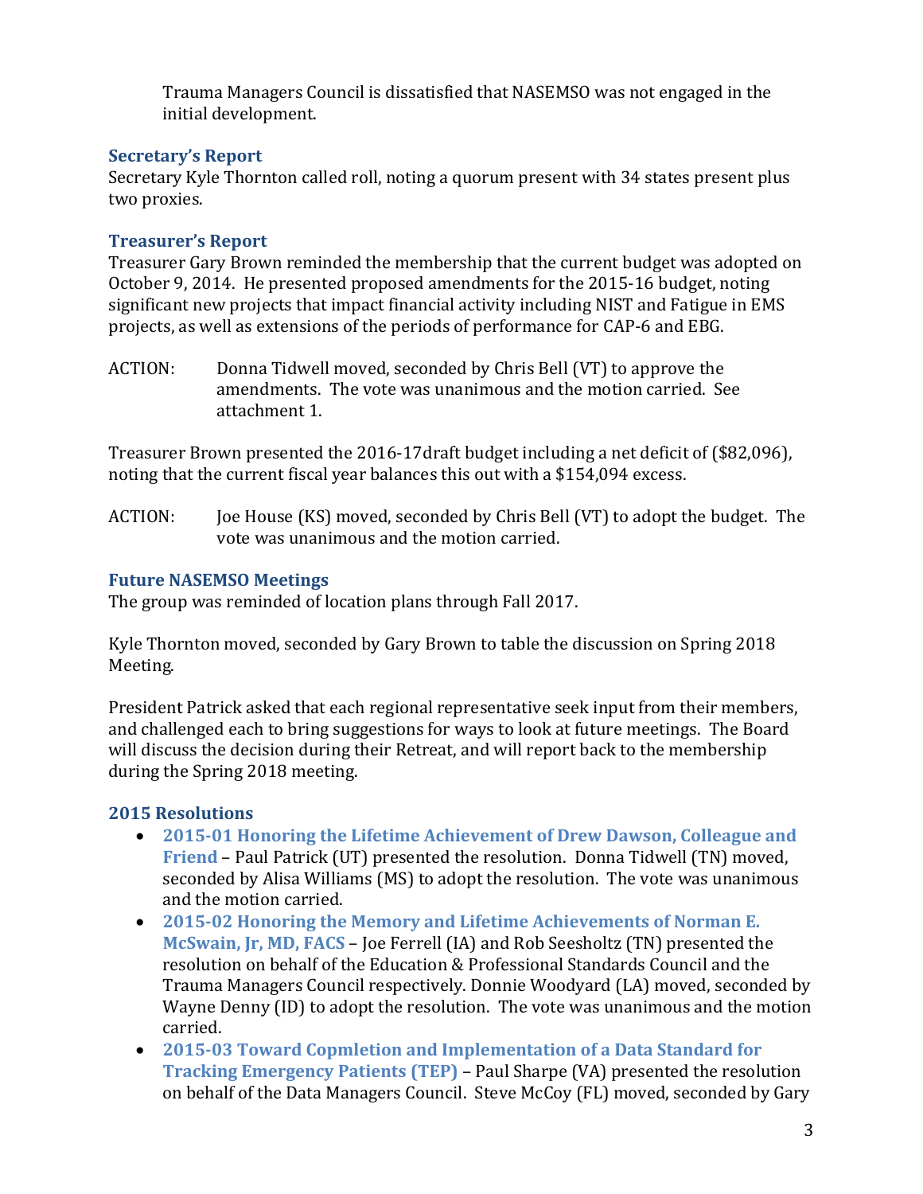Trauma Managers Council is dissatisfied that NASEMSO was not engaged in the initial development.

### Secretary's Report

Secretary Kyle Thornton called roll, noting a quorum present with 34 states present plus two proxies.

### Treasurer's Report

Treasurer Gary Brown reminded the membership that the current budget was adopted on October 9, 2014. He presented proposed amendments for the 2015-16 budget, noting significant new projects that impact financial activity including NIST and Fatigue in EMS projects, as well as extensions of the periods of performance for CAP-6 and EBG.

ACTION: Donna Tidwell moved, seconded by Chris Bell (VT) to approve the amendments. The vote was unanimous and the motion carried. See attachment 1.

Treasurer Brown presented the 2016-17draft budget including a net deficit of ($82,096), noting that the current fiscal year balances this out with a $154,094 excess.

ACTION: Joe House (KS) moved, seconded by Chris Bell (VT) to adopt the budget. The vote was unanimous and the motion carried.

### Future NASEMSO Meetings

The group was reminded of location plans through Fall 2017.

Kyle Thornton moved, seconded by Gary Brown to table the discussion on Spring 2018 Meeting.

President Patrick asked that each regional representative seek input from their members, and challenged each to bring suggestions for ways to look at future meetings. The Board will discuss the decision during their Retreat, and will report back to the membership during the Spring 2018 meeting.

### 2015 Resolutions

- **2015-01 Honoring the Lifetime Achievement of Drew Dawson, Colleague and Friend** – Paul Patrick (UT) presented the resolution. Donna Tidwell (TN) moved, seconded by Alisa Williams (MS) to adopt the resolution. The vote was unanimous and the motion carried.
- **2015-02 Honoring the Memory and Lifetime Achievements of Norman E. McSwain, Jr, MD, FACS** – Joe Ferrell (IA) and Rob Seesholtz (TN) presented the resolution on behalf of the Education & Professional Standards Council and the Trauma Managers Council respectively. Donnie Woodyard (LA) moved, seconded by Wayne Denny (ID) to adopt the resolution. The vote was unanimous and the motion carried.
- **2015-03 Toward Copmletion and Implementation of a Data Standard for Tracking Emergency Patients (TEP)** – Paul Sharpe (VA) presented the resolution on behalf of the Data Managers Council. Steve McCoy (FL) moved, seconded by Gary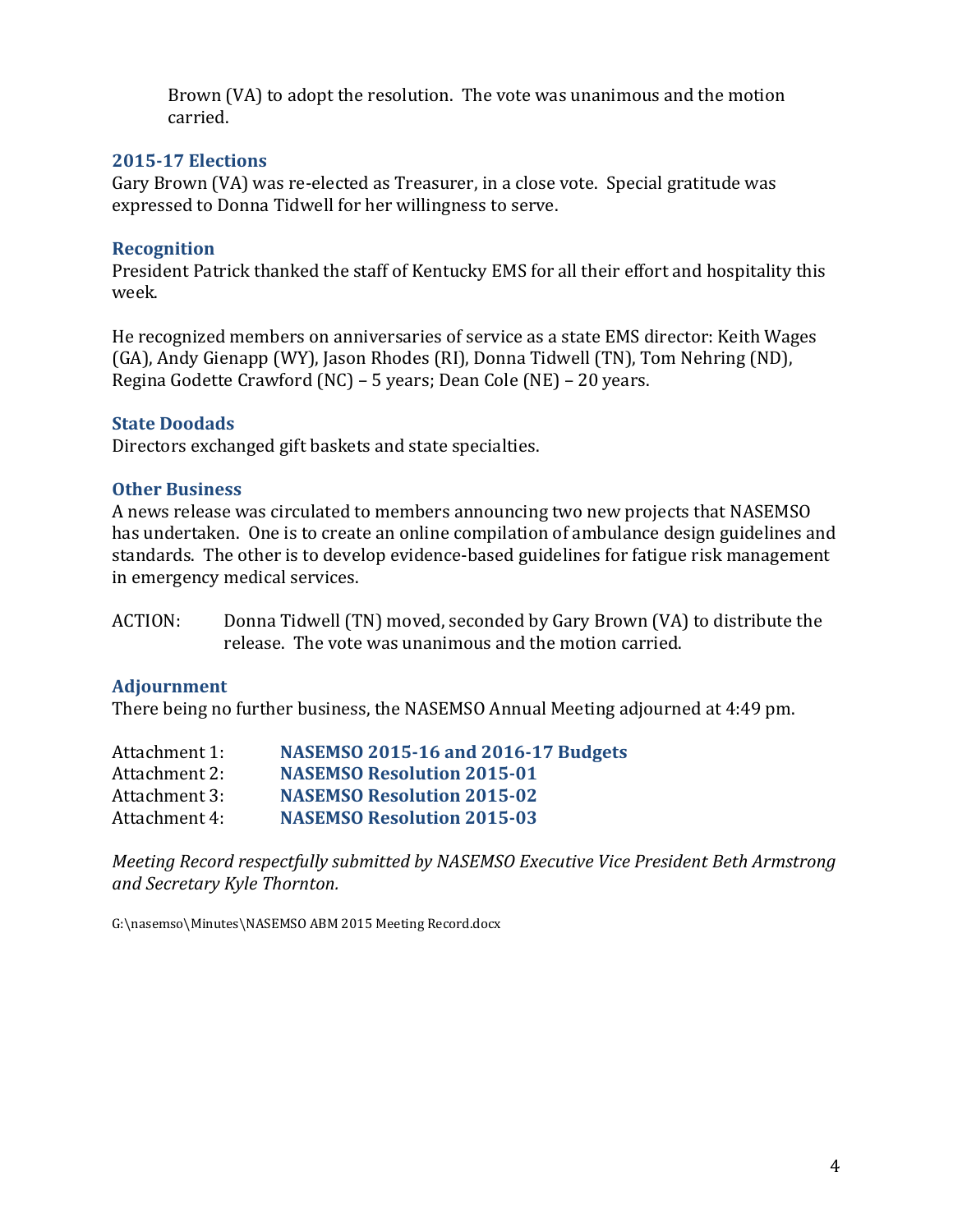Brown (VA) to adopt the resolution. The vote was unanimous and the motion carried.

### 2015-17 Elections

Gary Brown (VA) was re-elected as Treasurer, in a close vote. Special gratitude was expressed to Donna Tidwell for her willingness to serve.

### Recognition

President Patrick thanked the staff of Kentucky EMS for all their effort and hospitality this week.

He recognized members on anniversaries of service as a state EMS director: Keith Wages (GA), Andy Gienapp (WY), Jason Rhodes (RI), Donna Tidwell (TN), Tom Nehring (ND), Regina Godette Crawford (NC) – 5 years; Dean Cole (NE) – 20 years.

### State Doodads

Directors exchanged gift baskets and state specialties.

### Other Business

A news release was circulated to members announcing two new projects that NASEMSO has undertaken. One is to create an online compilation of ambulance design guidelines and standards. The other is to develop evidence-based guidelines for fatigue risk management in emergency medical services.

ACTION: Donna Tidwell (TN) moved, seconded by Gary Brown (VA) to distribute the release. The vote was unanimous and the motion carried.

### Adjournment

There being no further business, the NASEMSO Annual Meeting adjourned at 4:49 pm.

Attachment 1: **NASEMSO 2015-16 and 2016-17 Budgets**
Attachment 2: **NASEMSO Resolution 2015-01**
Attachment 3: **NASEMSO Resolution 2015-02**
Attachment 4: **NASEMSO Resolution 2015-03**

*Meeting Record respectfully submitted by NASEMSO Executive Vice President Beth Armstrong and Secretary Kyle Thornton.*

G:\nasemso\Minutes\NASEMSO ABM 2015 Meeting Record.docx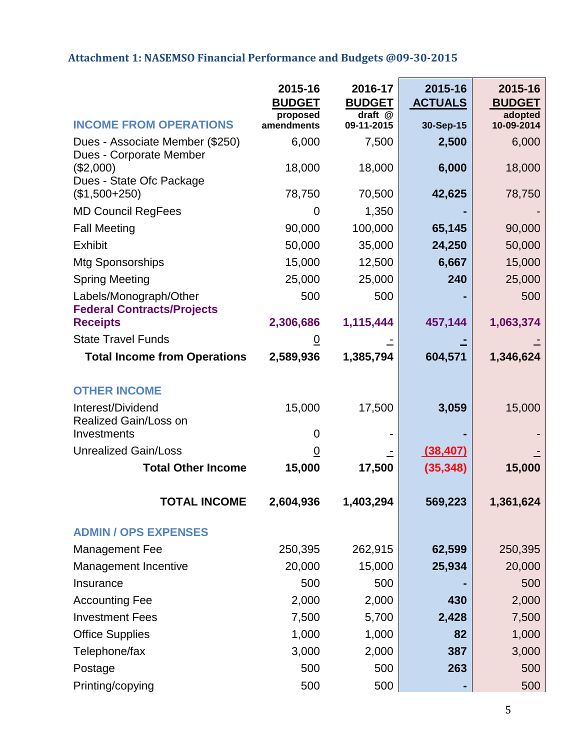### Attachment 1: NASEMSO Financial Performance and Budgets @09-30-2015

| | 2015-16 BUDGET proposed amendments | 2016-17 BUDGET draft @ 09-11-2015 | 2015-16 ACTUALS 30-Sep-15 | 2015-16 BUDGET adopted 10-09-2014 |
|---|---|---|---|---|
| **INCOME FROM OPERATIONS** | | | | |
| Dues - Associate Member ($250) | 6,000 | 7,500 | **2,500** | 6,000 |
| Dues - Corporate Member ($2,000) | 18,000 | 18,000 | **6,000** | 18,000 |
| Dues - State Ofc Package ($1,500+250) | 78,750 | 70,500 | **42,625** | 78,750 |
| MD Council RegFees | 0 | 1,350 | **-** | - |
| Fall Meeting | 90,000 | 100,000 | **65,145** | 90,000 |
| Exhibit | 50,000 | 35,000 | **24,250** | 50,000 |
| Mtg Sponsorships | 15,000 | 12,500 | **6,667** | 15,000 |
| Spring Meeting | 25,000 | 25,000 | **240** | 25,000 |
| Labels/Monograph/Other | 500 | 500 | **-** | 500 |
| **Federal Contracts/Projects Receipts** | **2,306,686** | **1,115,444** | **457,144** | **1,063,374** |
| State Travel Funds | 0 | - | **-** | - |
| **Total Income from Operations** | **2,589,936** | **1,385,794** | **604,571** | **1,346,624** |
| **OTHER INCOME** | | | | |
| Interest/Dividend | 15,000 | 17,500 | **3,059** | 15,000 |
| Realized Gain/Loss on Investments | 0 | - | **-** | - |
| Unrealized Gain/Loss | 0 | - | **(38,407)** | - |
| **Total Other Income** | **15,000** | **17,500** | **(35,348)** | **15,000** |
| **TOTAL INCOME** | **2,604,936** | **1,403,294** | **569,223** | **1,361,624** |
| **ADMIN / OPS EXPENSES** | | | | |
| Management Fee | 250,395 | 262,915 | **62,599** | 250,395 |
| Management Incentive | 20,000 | 15,000 | **25,934** | 20,000 |
| Insurance | 500 | 500 | **-** | 500 |
| Accounting Fee | 2,000 | 2,000 | **430** | 2,000 |
| Investment Fees | 7,500 | 5,700 | **2,428** | 7,500 |
| Office Supplies | 1,000 | 1,000 | **82** | 1,000 |
| Telephone/fax | 3,000 | 2,000 | **387** | 3,000 |
| Postage | 500 | 500 | **263** | 500 |
| Printing/copying | 500 | 500 | **-** | 500 |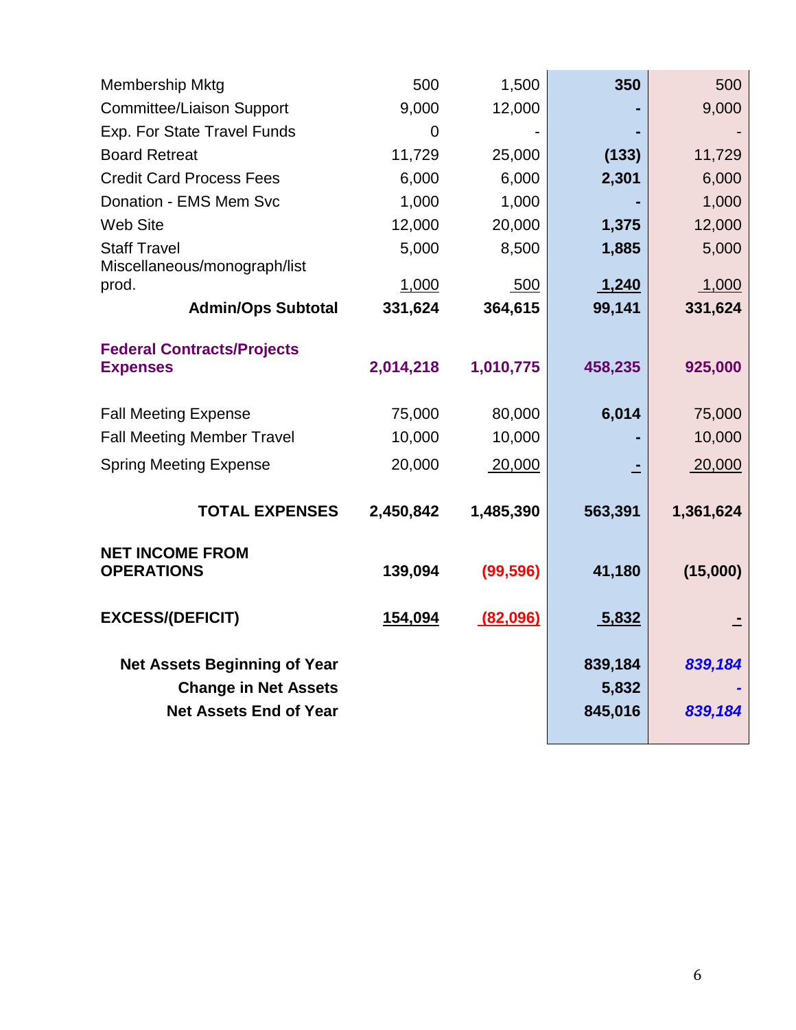| | | | | |
|---|---|---|---|---|
| Membership Mktg | 500 | 1,500 | **350** | 500 |
| Committee/Liaison Support | 9,000 | 12,000 | **-** | 9,000 |
| Exp. For State Travel Funds | 0 | - | **-** | - |
| Board Retreat | 11,729 | 25,000 | **(133)** | 11,729 |
| Credit Card Process Fees | 6,000 | 6,000 | **2,301** | 6,000 |
| Donation - EMS Mem Svc | 1,000 | 1,000 | **-** | 1,000 |
| Web Site | 12,000 | 20,000 | **1,375** | 12,000 |
| Staff Travel | 5,000 | 8,500 | **1,885** | 5,000 |
| Miscellaneous/monograph/list prod. | 1,000 | 500 | **1,240** | 1,000 |
| **Admin/Ops Subtotal** | **331,624** | **364,615** | **99,141** | **331,624** |
| **Federal Contracts/Projects Expenses** | **2,014,218** | **1,010,775** | **458,235** | **925,000** |
| Fall Meeting Expense | 75,000 | 80,000 | **6,014** | 75,000 |
| Fall Meeting Member Travel | 10,000 | 10,000 | **-** | 10,000 |
| Spring Meeting Expense | 20,000 | 20,000 | **-** | 20,000 |
| **TOTAL EXPENSES** | **2,450,842** | **1,485,390** | **563,391** | **1,361,624** |
| **NET INCOME FROM OPERATIONS** | **139,094** | **(99,596)** | **41,180** | **(15,000)** |
| **EXCESS/(DEFICIT)** | **154,094** | **(82,096)** | **5,832** | **-** |
| **Net Assets Beginning of Year** | | | **839,184** | ***839,184*** |
| **Change in Net Assets** | | | **5,832** | ***-*** |
| **Net Assets End of Year** | | | **845,016** | ***839,184*** |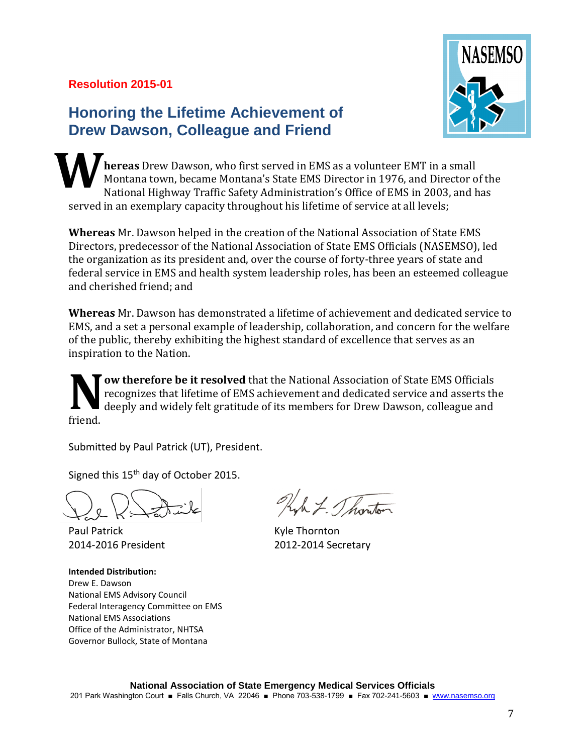**Resolution 2015-01**

# Honoring the Lifetime Achievement of Drew Dawson, Colleague and Friend

**Whereas** Drew Dawson, who first served in EMS as a volunteer EMT in a small Montana town, became Montana's State EMS Director in 1976, and Director of the National Highway Traffic Safety Administration's Office of EMS in 2003, and has served in an exemplary capacity throughout his lifetime of service at all levels;

**Whereas** Mr. Dawson helped in the creation of the National Association of State EMS Directors, predecessor of the National Association of State EMS Officials (NASEMSO), led the organization as its president and, over the course of forty-three years of state and federal service in EMS and health system leadership roles, has been an esteemed colleague and cherished friend; and

**Whereas** Mr. Dawson has demonstrated a lifetime of achievement and dedicated service to EMS, and a set a personal example of leadership, collaboration, and concern for the welfare of the public, thereby exhibiting the highest standard of excellence that serves as an inspiration to the Nation.

**Now therefore be it resolved** that the National Association of State EMS Officials recognizes that lifetime of EMS achievement and dedicated service and asserts the deeply and widely felt gratitude of its members for Drew Dawson, colleague and friend.

Submitted by Paul Patrick (UT), President.

Signed this 15th day of October 2015.

Paul Patrick
2014-2016 President

Kyle Thornton
2012-2014 Secretary

**Intended Distribution:**
Drew E. Dawson
National EMS Advisory Council
Federal Interagency Committee on EMS
National EMS Associations
Office of the Administrator, NHTSA
Governor Bullock, State of Montana

**National Association of State Emergency Medical Services Officials**
201 Park Washington Court ■ Falls Church, VA 22046 ■ Phone 703-538-1799 ■ Fax 702-241-5603 ■ www.nasemso.org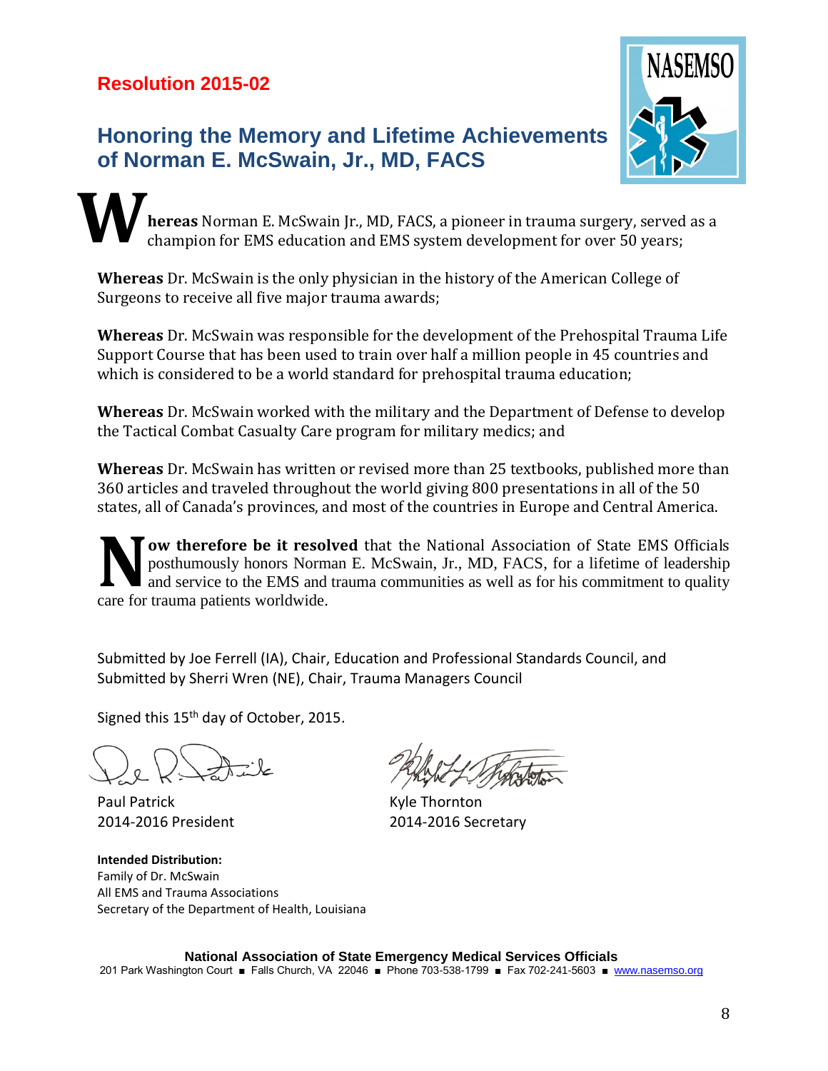**Resolution 2015-02**

## Honoring the Memory and Lifetime Achievements of Norman E. McSwain, Jr., MD, FACS

**Whereas** Norman E. McSwain Jr., MD, FACS, a pioneer in trauma surgery, served as a champion for EMS education and EMS system development for over 50 years;

**Whereas** Dr. McSwain is the only physician in the history of the American College of Surgeons to receive all five major trauma awards;

**Whereas** Dr. McSwain was responsible for the development of the Prehospital Trauma Life Support Course that has been used to train over half a million people in 45 countries and which is considered to be a world standard for prehospital trauma education;

**Whereas** Dr. McSwain worked with the military and the Department of Defense to develop the Tactical Combat Casualty Care program for military medics; and

**Whereas** Dr. McSwain has written or revised more than 25 textbooks, published more than 360 articles and traveled throughout the world giving 800 presentations in all of the 50 states, all of Canada's provinces, and most of the countries in Europe and Central America.

**Now therefore be it resolved** that the National Association of State EMS Officials posthumously honors Norman E. McSwain, Jr., MD, FACS, for a lifetime of leadership and service to the EMS and trauma communities as well as for his commitment to quality care for trauma patients worldwide.

Submitted by Joe Ferrell (IA), Chair, Education and Professional Standards Council, and
Submitted by Sherri Wren (NE), Chair, Trauma Managers Council

Signed this 15th day of October, 2015.

Paul Patrick
2014-2016 President

Kyle Thornton
2014-2016 Secretary

**Intended Distribution:**
Family of Dr. McSwain
All EMS and Trauma Associations
Secretary of the Department of Health, Louisiana

**National Association of State Emergency Medical Services Officials**
201 Park Washington Court ■ Falls Church, VA 22046 ■ Phone 703-538-1799 ■ Fax 702-241-5603 ■ www.nasemso.org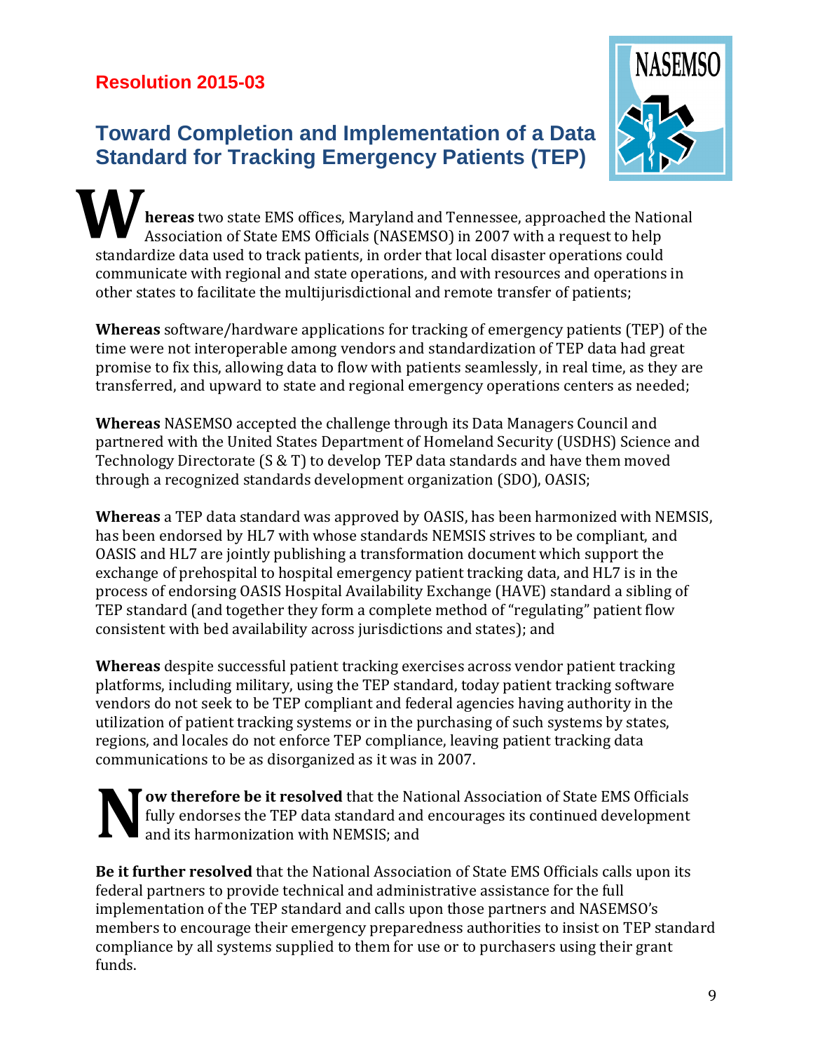## Resolution 2015-03

# Toward Completion and Implementation of a Data Standard for Tracking Emergency Patients (TEP)

**Whereas** two state EMS offices, Maryland and Tennessee, approached the National Association of State EMS Officials (NASEMSO) in 2007 with a request to help standardize data used to track patients, in order that local disaster operations could communicate with regional and state operations, and with resources and operations in other states to facilitate the multijurisdictional and remote transfer of patients;

**Whereas** software/hardware applications for tracking of emergency patients (TEP) of the time were not interoperable among vendors and standardization of TEP data had great promise to fix this, allowing data to flow with patients seamlessly, in real time, as they are transferred, and upward to state and regional emergency operations centers as needed;

**Whereas** NASEMSO accepted the challenge through its Data Managers Council and partnered with the United States Department of Homeland Security (USDHS) Science and Technology Directorate (S & T) to develop TEP data standards and have them moved through a recognized standards development organization (SDO), OASIS;

**Whereas** a TEP data standard was approved by OASIS, has been harmonized with NEMSIS, has been endorsed by HL7 with whose standards NEMSIS strives to be compliant, and OASIS and HL7 are jointly publishing a transformation document which support the exchange of prehospital to hospital emergency patient tracking data, and HL7 is in the process of endorsing OASIS Hospital Availability Exchange (HAVE) standard a sibling of TEP standard (and together they form a complete method of "regulating" patient flow consistent with bed availability across jurisdictions and states); and

**Whereas** despite successful patient tracking exercises across vendor patient tracking platforms, including military, using the TEP standard, today patient tracking software vendors do not seek to be TEP compliant and federal agencies having authority in the utilization of patient tracking systems or in the purchasing of such systems by states, regions, and locales do not enforce TEP compliance, leaving patient tracking data communications to be as disorganized as it was in 2007.

**Now therefore be it resolved** that the National Association of State EMS Officials fully endorses the TEP data standard and encourages its continued development and its harmonization with NEMSIS; and

**Be it further resolved** that the National Association of State EMS Officials calls upon its federal partners to provide technical and administrative assistance for the full implementation of the TEP standard and calls upon those partners and NASEMSO's members to encourage their emergency preparedness authorities to insist on TEP standard compliance by all systems supplied to them for use or to purchasers using their grant funds.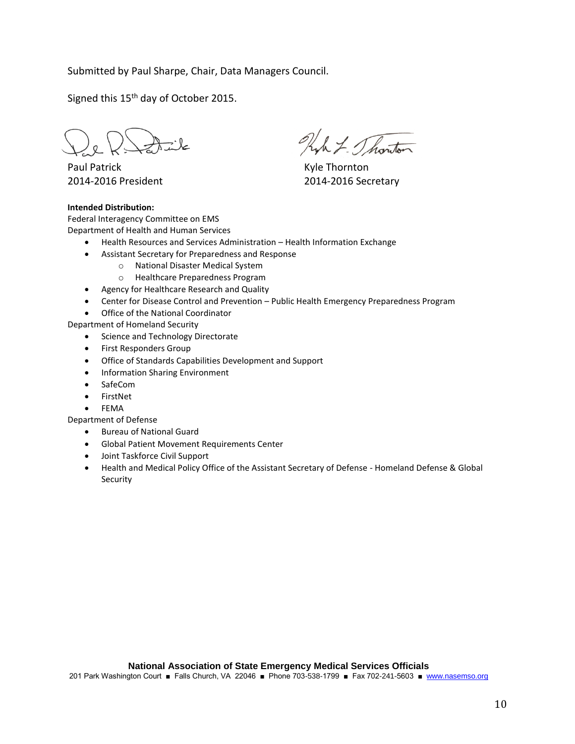Submitted by Paul Sharpe, Chair, Data Managers Council.

Signed this 15th day of October 2015.

Paul Patrick
2014-2016 President

Kyle Thornton
2014-2016 Secretary

**Intended Distribution:**

Federal Interagency Committee on EMS

Department of Health and Human Services

- Health Resources and Services Administration – Health Information Exchange
- Assistant Secretary for Preparedness and Response
  - National Disaster Medical System
  - Healthcare Preparedness Program
- Agency for Healthcare Research and Quality
- Center for Disease Control and Prevention – Public Health Emergency Preparedness Program
- Office of the National Coordinator

Department of Homeland Security

- Science and Technology Directorate
- First Responders Group
- Office of Standards Capabilities Development and Support
- Information Sharing Environment
- SafeCom
- FirstNet
- FEMA

Department of Defense

- Bureau of National Guard
- Global Patient Movement Requirements Center
- Joint Taskforce Civil Support
- Health and Medical Policy Office of the Assistant Secretary of Defense - Homeland Defense & Global Security

**National Association of State Emergency Medical Services Officials**
201 Park Washington Court ■ Falls Church, VA 22046 ■ Phone 703-538-1799 ■ Fax 702-241-5603 ■ www.nasemso.org